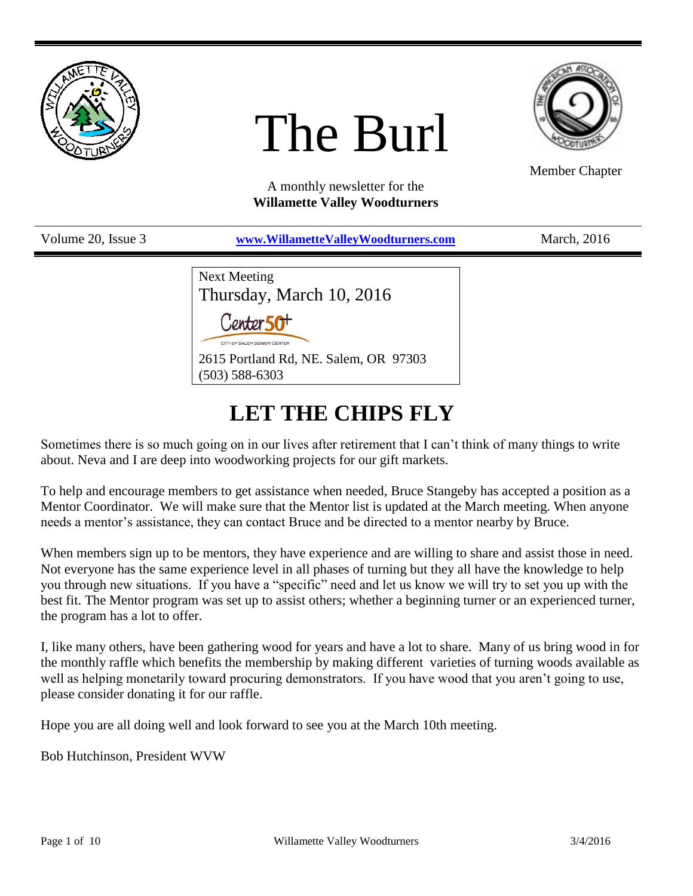# The Burl

Member Chapter

A monthly newsletter for the
**Willamette Valley Woodturners**

Volume 20, Issue 3 | **www.WillametteValleyWoodturners.com** | March, 2016

Next Meeting
Thursday, March 10, 2016

Center 50+
CITY OF SALEM SENIOR CENTER

2615 Portland Rd, NE. Salem, OR 97303
(503) 588-6303

## LET THE CHIPS FLY

Sometimes there is so much going on in our lives after retirement that I can't think of many things to write about. Neva and I are deep into woodworking projects for our gift markets.

To help and encourage members to get assistance when needed, Bruce Stangeby has accepted a position as a Mentor Coordinator. We will make sure that the Mentor list is updated at the March meeting. When anyone needs a mentor's assistance, they can contact Bruce and be directed to a mentor nearby by Bruce.

When members sign up to be mentors, they have experience and are willing to share and assist those in need. Not everyone has the same experience level in all phases of turning but they all have the knowledge to help you through new situations. If you have a "specific" need and let us know we will try to set you up with the best fit. The Mentor program was set up to assist others; whether a beginning turner or an experienced turner, the program has a lot to offer.

I, like many others, have been gathering wood for years and have a lot to share. Many of us bring wood in for the monthly raffle which benefits the membership by making different varieties of turning woods available as well as helping monetarily toward procuring demonstrators. If you have wood that you aren't going to use, please consider donating it for our raffle.

Hope you are all doing well and look forward to see you at the March 10th meeting.

Bob Hutchinson, President WVW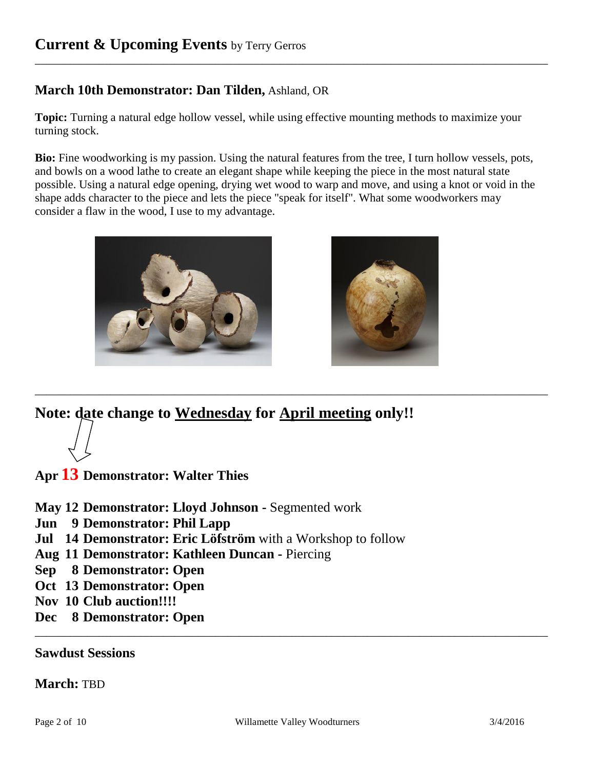## **Current & Upcoming Events** by Terry Gerros

### March 10th Demonstrator: Dan Tilden, Ashland, OR

**Topic:** Turning a natural edge hollow vessel, while using effective mounting methods to maximize your turning stock.

**Bio:** Fine woodworking is my passion. Using the natural features from the tree, I turn hollow vessels, pots, and bowls on a wood lathe to create an elegant shape while keeping the piece in the most natural state possible. Using a natural edge opening, drying wet wood to warp and move, and using a knot or void in the shape adds character to the piece and lets the piece "speak for itself". What some woodworkers may consider a flaw in the wood, I use to my advantage.

---

## **Note: date change to Wednesday for April meeting only!!**

**Apr 13 Demonstrator: Walter Thies**

**May 12 Demonstrator: Lloyd Johnson** - Segmented work
**Jun 9 Demonstrator: Phil Lapp**
**Jul 14 Demonstrator: Eric Löfström** with a Workshop to follow
**Aug 11 Demonstrator: Kathleen Duncan** - Piercing
**Sep 8 Demonstrator: Open**
**Oct 13 Demonstrator: Open**
**Nov 10 Club auction!!!!**
**Dec 8 Demonstrator: Open**

---

### Sawdust Sessions

**March:** TBD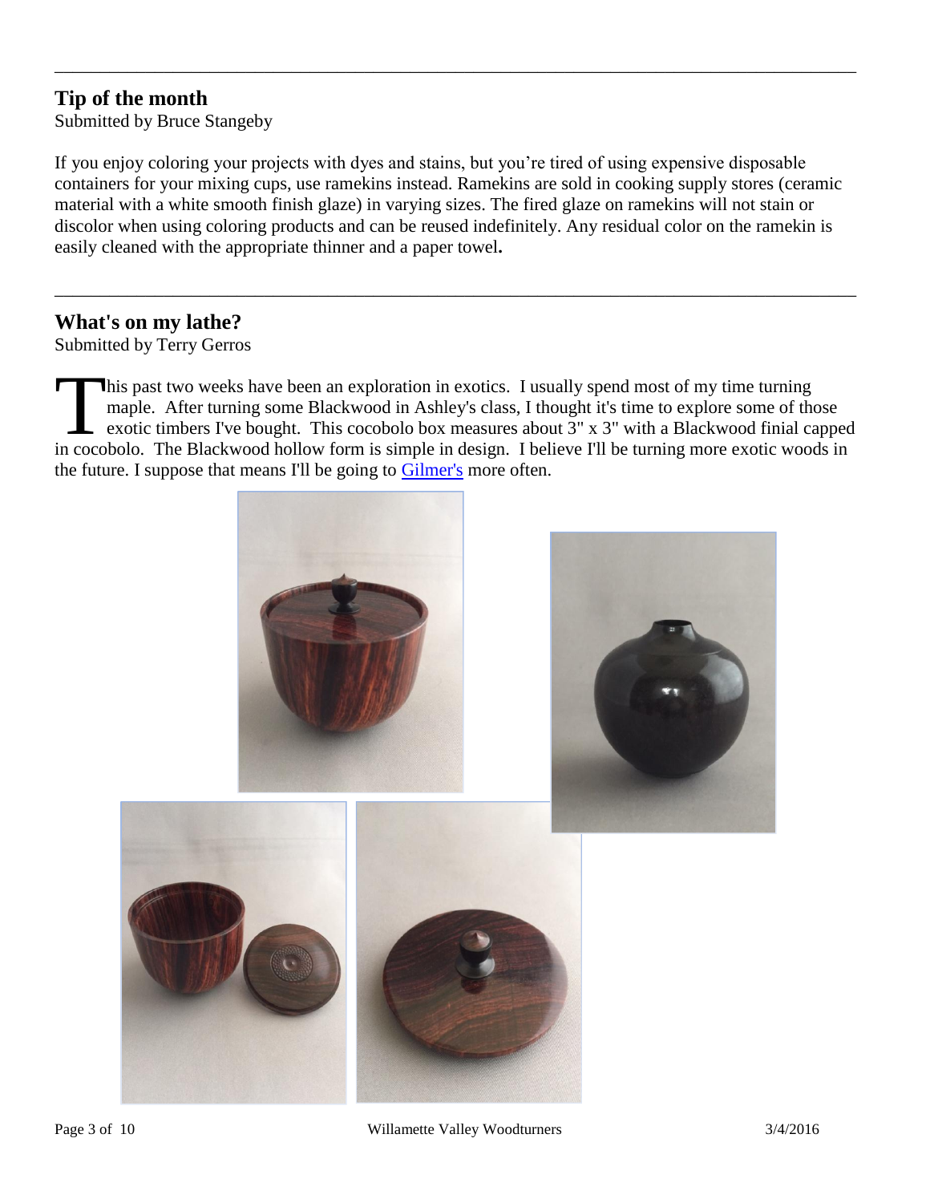## Tip of the month

Submitted by Bruce Stangeby

If you enjoy coloring your projects with dyes and stains, but you're tired of using expensive disposable containers for your mixing cups, use ramekins instead. Ramekins are sold in cooking supply stores (ceramic material with a white smooth finish glaze) in varying sizes. The fired glaze on ramekins will not stain or discolor when using coloring products and can be reused indefinitely. Any residual color on the ramekin is easily cleaned with the appropriate thinner and a paper towel**.**

---

## What's on my lathe?

Submitted by Terry Gerros

This past two weeks have been an exploration in exotics. I usually spend most of my time turning maple. After turning some Blackwood in Ashley's class, I thought it's time to explore some of those exotic timbers I've bought. This cocobolo box measures about 3" x 3" with a Blackwood finial capped in cocobolo. The Blackwood hollow form is simple in design. I believe I'll be turning more exotic woods in the future. I suppose that means I'll be going to [Gilmer's](Gilmer's) more often.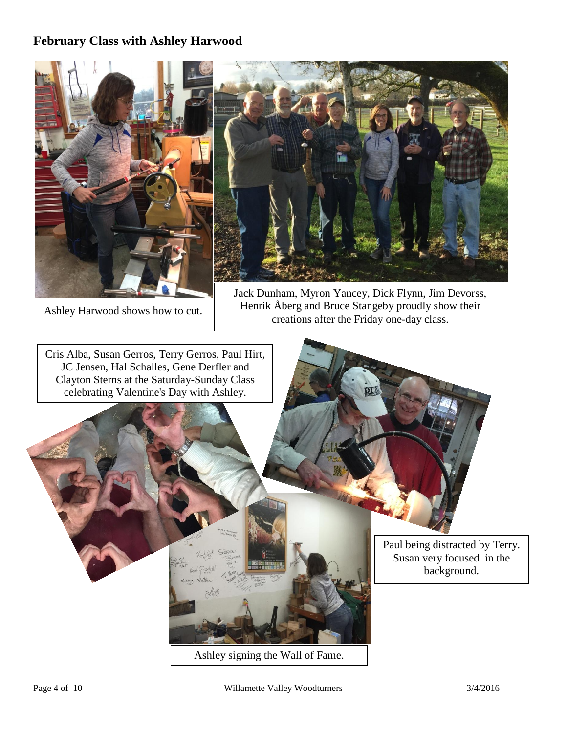## February Class with Ashley Harwood

Ashley Harwood shows how to cut.

Jack Dunham, Myron Yancey, Dick Flynn, Jim Devorss, Henrik Åberg and Bruce Stangeby proudly show their creations after the Friday one-day class.

Cris Alba, Susan Gerros, Terry Gerros, Paul Hirt, JC Jensen, Hal Schalles, Gene Derfler and Clayton Sterns at the Saturday-Sunday Class celebrating Valentine's Day with Ashley.

Paul being distracted by Terry. Susan very focused in the background.

Ashley signing the Wall of Fame.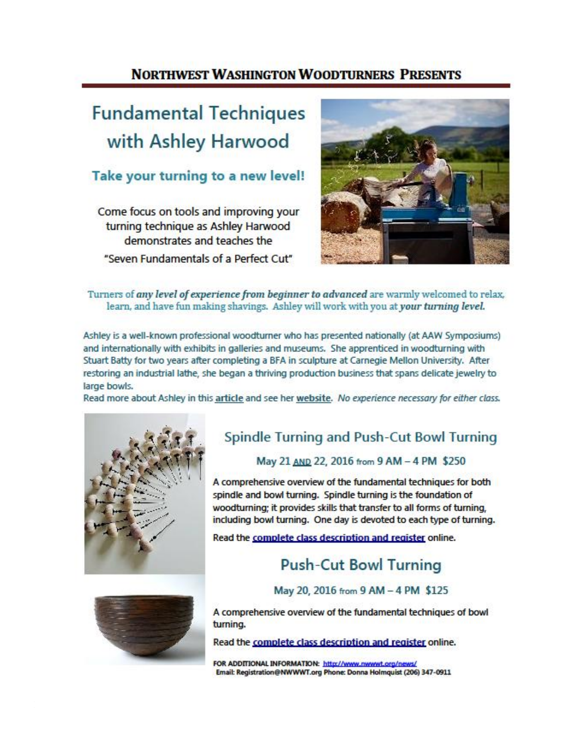## NORTHWEST WASHINGTON WOODTURNERS PRESENTS

# Fundamental Techniques with Ashley Harwood

### Take your turning to a new level!

Come focus on tools and improving your turning technique as Ashley Harwood demonstrates and teaches the "Seven Fundamentals of a Perfect Cut"

Turners of ***any level of experience from beginner to advanced*** are warmly welcomed to relax, learn, and have fun making shavings. Ashley will work with you at ***your turning level.***

Ashley is a well-known professional woodturner who has presented nationally (at AAW Symposiums) and internationally with exhibits in galleries and museums. She apprenticed in woodturning with Stuart Batty for two years after completing a BFA in sculpture at Carnegie Mellon University. After restoring an industrial lathe, she began a thriving production business that spans delicate jewelry to large bowls.

Read more about Ashley in this **article** and see her **website**. *No experience necessary for either class.*

## Spindle Turning and Push-Cut Bowl Turning

May 21 AND 22, 2016 from 9 AM – 4 PM $250

A comprehensive overview of the fundamental techniques for both spindle and bowl turning. Spindle turning is the foundation of woodturning; it provides skills that transfer to all forms of turning, including bowl turning. One day is devoted to each type of turning.

Read the complete class description and register online.

## Push-Cut Bowl Turning

May 20, 2016 from 9 AM – 4 PM $125

A comprehensive overview of the fundamental techniques of bowl turning.

Read the complete class description and register online.

FOR ADDITIONAL INFORMATION: http://www.nwwwt.org/news/
Email: Registration@NWWWT.org Phone: Donna Holmquist (206) 347-0911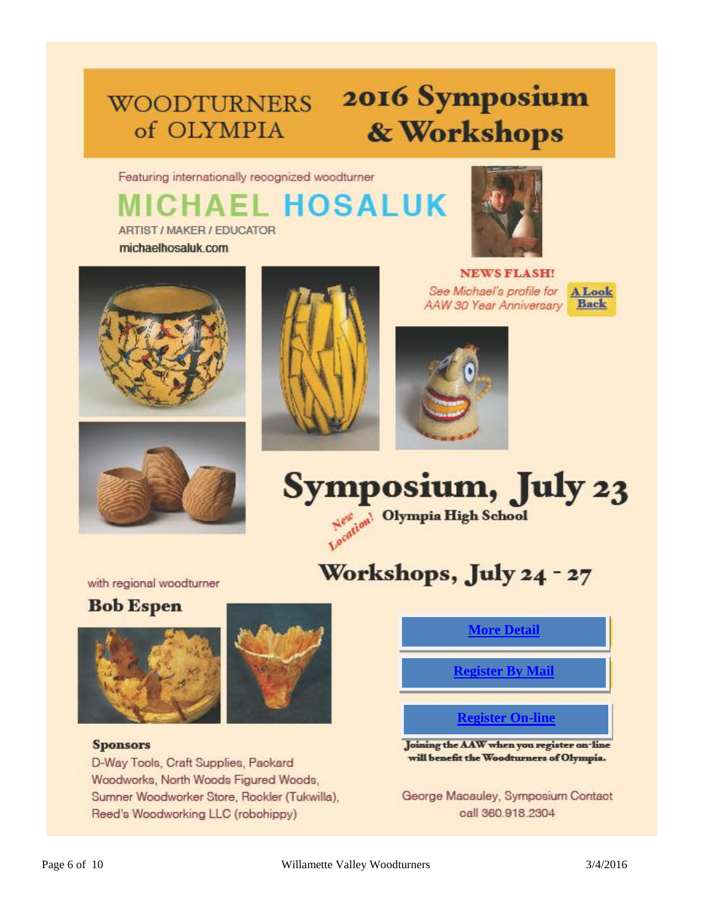# WOODTURNERS of OLYMPIA — 2016 Symposium & Workshops

Featuring internationally recognized woodturner

## MICHAEL HOSALUK

ARTIST / MAKER / EDUCATOR

michaelhosaluk.com

**NEWS FLASH!**

*See Michael's profile for AAW 30 Year Anniversary* **A Look Back**

## Symposium, July 23

*New Location!* **Olympia High School**

## Workshops, July 24 - 27

with regional woodturner

**Bob Espen**

**More Detail**

**Register By Mail**

**Register On-line**

**Joining the AAW when you register on-line will benefit the Woodturners of Olympia.**

**Sponsors**

D-Way Tools, Craft Supplies, Packard Woodworks, North Woods Figured Woods, Sumner Woodworker Store, Rockler (Tukwilla), Reed's Woodworking LLC (robohippy)

George Macauley, Symposium Contact
call 360.918.2304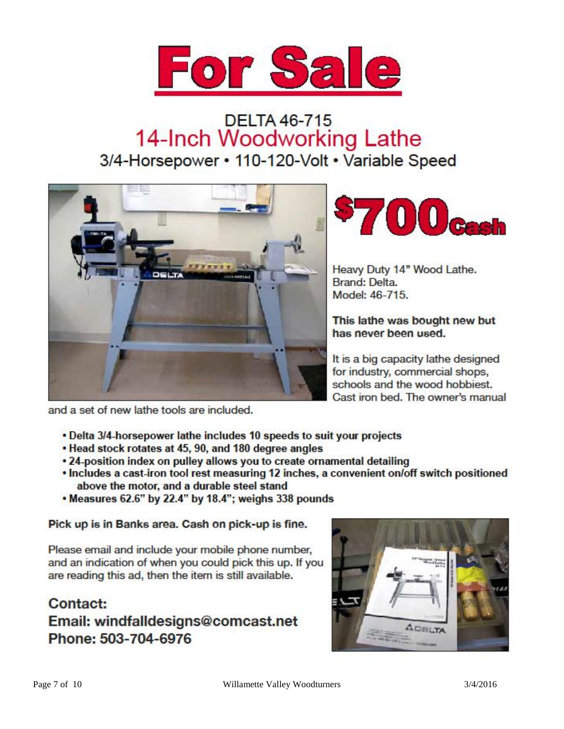# For Sale

## DELTA 46-715
## 14-Inch Woodworking Lathe
### 3/4-Horsepower • 110-120-Volt • Variable Speed

**$700 Cash**

Heavy Duty 14" Wood Lathe.
Brand: Delta.
Model: 46-715.

**This lathe was bought new but has never been used.**

It is a big capacity lathe designed for industry, commercial shops, schools and the wood hobbiest. Cast iron bed. The owner's manual and a set of new lathe tools are included.

- **Delta 3/4-horsepower lathe includes 10 speeds to suit your projects**
- **Head stock rotates at 45, 90, and 180 degree angles**
- **24-position index on pulley allows you to create ornamental detailing**
- **Includes a cast-iron tool rest measuring 12 inches, a convenient on/off switch positioned above the motor, and a durable steel stand**
- **Measures 62.6" by 22.4" by 18.4"; weighs 338 pounds**

**Pick up is in Banks area. Cash on pick-up is fine.**

Please email and include your mobile phone number, and an indication of when you could pick this up. If you are reading this ad, then the item is still available.

**Contact:**
**Email: windfalldesigns@comcast.net**
**Phone: 503-704-6976**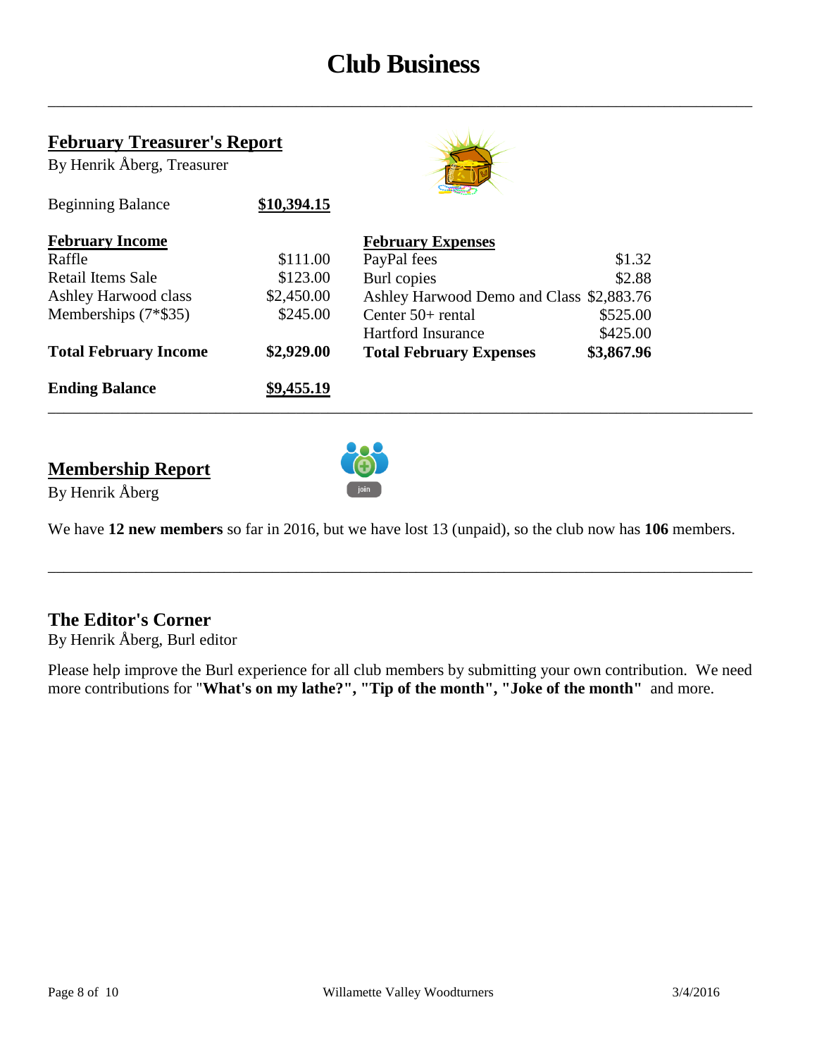# Club Business

## February Treasurer's Report

By Henrik Åberg, Treasurer

| | |
|---|---|
| Beginning Balance | **$10,394.15** |

| February Income | |
|---|---|
| Raffle | $111.00 |
| Retail Items Sale | $123.00 |
| Ashley Harwood class | $2,450.00 |
| Memberships (7*$35) | $245.00 |
| **Total February Income** | **$2,929.00** |

| February Expenses | |
|---|---|
| PayPal fees | $1.32 |
| Burl copies | $2.88 |
| Ashley Harwood Demo and Class | $2,883.76 |
| Center 50+ rental | $525.00 |
| Hartford Insurance | $425.00 |
| **Total February Expenses** | **$3,867.96** |

| | |
|---|---|
| **Ending Balance** | **$9,455.19** |

## Membership Report

By Henrik Åberg

We have **12 new members** so far in 2016, but we have lost 13 (unpaid), so the club now has **106** members.

## The Editor's Corner

By Henrik Åberg, Burl editor

Please help improve the Burl experience for all club members by submitting your own contribution. We need more contributions for "**What's on my lathe?", "Tip of the month", "Joke of the month"** and more.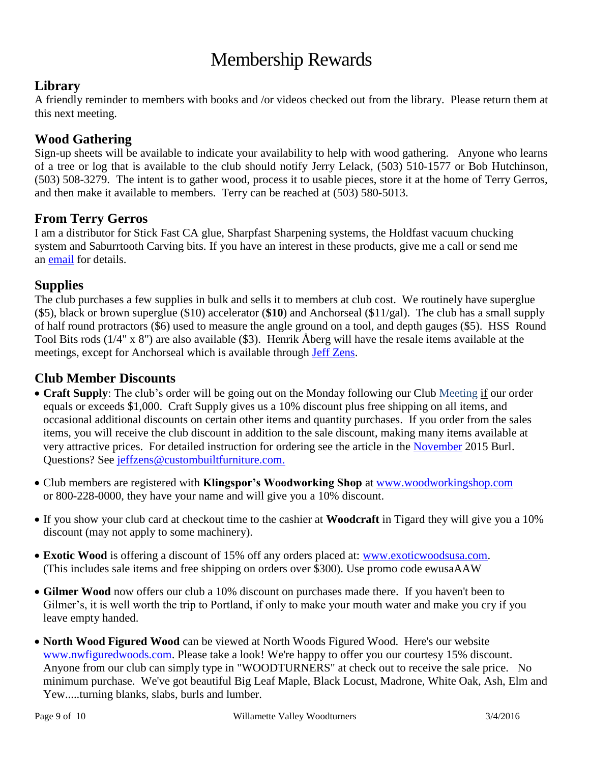# Membership Rewards

## Library

A friendly reminder to members with books and /or videos checked out from the library. Please return them at this next meeting.

## Wood Gathering

Sign-up sheets will be available to indicate your availability to help with wood gathering. Anyone who learns of a tree or log that is available to the club should notify Jerry Lelack, (503) 510-1577 or Bob Hutchinson, (503) 508-3279. The intent is to gather wood, process it to usable pieces, store it at the home of Terry Gerros, and then make it available to members. Terry can be reached at (503) 580-5013.

## From Terry Gerros

I am a distributor for Stick Fast CA glue, Sharpfast Sharpening systems, the Holdfast vacuum chucking system and Saburrtooth Carving bits. If you have an interest in these products, give me a call or send me an email for details.

## Supplies

The club purchases a few supplies in bulk and sells it to members at club cost. We routinely have superglue ($5), black or brown superglue ($10) accelerator (**$10**) and Anchorseal ($11/gal). The club has a small supply of half round protractors ($6) used to measure the angle ground on a tool, and depth gauges ($5). HSS Round Tool Bits rods (1/4" x 8") are also available ($3). Henrik Åberg will have the resale items available at the meetings, except for Anchorseal which is available through Jeff Zens.

## Club Member Discounts

- **Craft Supply**: The club's order will be going out on the Monday following our Club Meeting if our order equals or exceeds $1,000. Craft Supply gives us a 10% discount plus free shipping on all items, and occasional additional discounts on certain other items and quantity purchases. If you order from the sales items, you will receive the club discount in addition to the sale discount, making many items available at very attractive prices. For detailed instruction for ordering see the article in the November 2015 Burl. Questions? See jeffzens@custombuiltfurniture.com.
- Club members are registered with **Klingspor's Woodworking Shop** at www.woodworkingshop.com or 800-228-0000, they have your name and will give you a 10% discount.
- If you show your club card at checkout time to the cashier at **Woodcraft** in Tigard they will give you a 10% discount (may not apply to some machinery).
- **Exotic Wood** is offering a discount of 15% off any orders placed at: www.exoticwoodsusa.com. (This includes sale items and free shipping on orders over $300). Use promo code ewusaAAW
- **Gilmer Wood** now offers our club a 10% discount on purchases made there. If you haven't been to Gilmer's, it is well worth the trip to Portland, if only to make your mouth water and make you cry if you leave empty handed.
- **North Wood Figured Wood** can be viewed at North Woods Figured Wood. Here's our website www.nwfiguredwoods.com. Please take a look! We're happy to offer you our courtesy 15% discount. Anyone from our club can simply type in "WOODTURNERS" at check out to receive the sale price. No minimum purchase. We've got beautiful Big Leaf Maple, Black Locust, Madrone, White Oak, Ash, Elm and Yew.....turning blanks, slabs, burls and lumber.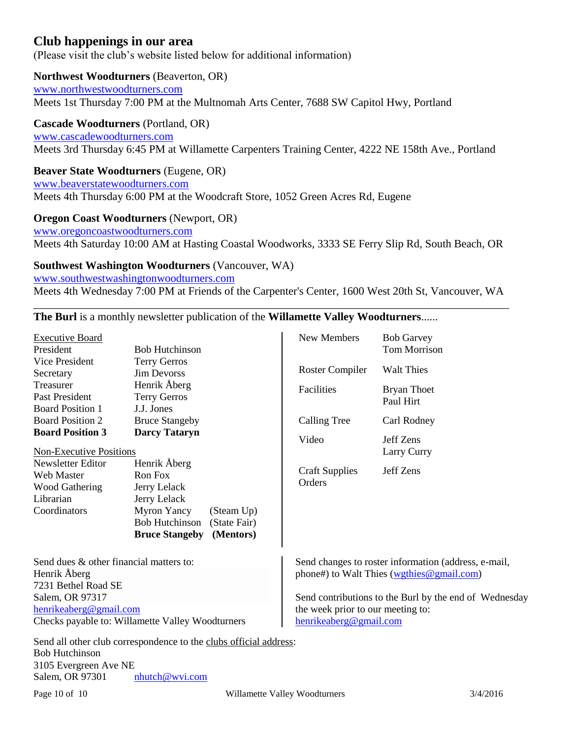## Club happenings in our area

(Please visit the club's website listed below for additional information)

**Northwest Woodturners** (Beaverton, OR)
www.northwestwoodturners.com
Meets 1st Thursday 7:00 PM at the Multnomah Arts Center, 7688 SW Capitol Hwy, Portland

**Cascade Woodturners** (Portland, OR)
www.cascadewoodturners.com
Meets 3rd Thursday 6:45 PM at Willamette Carpenters Training Center, 4222 NE 158th Ave., Portland

**Beaver State Woodturners** (Eugene, OR)
www.beaverstatewoodturners.com
Meets 4th Thursday 6:00 PM at the Woodcraft Store, 1052 Green Acres Rd, Eugene

**Oregon Coast Woodturners** (Newport, OR)
www.oregoncoastwoodturners.com
Meets 4th Saturday 10:00 AM at Hasting Coastal Woodworks, 3333 SE Ferry Slip Rd, South Beach, OR

**Southwest Washington Woodturners** (Vancouver, WA)
www.southwestwashingtonwoodturners.com
Meets 4th Wednesday 7:00 PM at Friends of the Carpenter's Center, 1600 West 20th St, Vancouver, WA

---

**The Burl** is a monthly newsletter publication of the **Willamette Valley Woodturners**......

**Executive Board**

| | | |
|---|---|---|
| President | Bob Hutchinson | |
| Vice President | Terry Gerros | |
| Secretary | Jim Devorss | |
| Treasurer | Henrik Åberg | |
| Past President | Terry Gerros | |
| Board Position 1 | J.J. Jones | |
| Board Position 2 | Bruce Stangeby | |
| **Board Position 3** | **Darcy Tataryn** | |

**Non-Executive Positions**

| | | |
|---|---|---|
| Newsletter Editor | Henrik Åberg | |
| Web Master | Ron Fox | |
| Wood Gathering | Jerry Lelack | |
| Librarian | Jerry Lelack | |
| Coordinators | Myron Yancy | (Steam Up) |
| | Bob Hutchinson | (State Fair) |
| | **Bruce Stangeby** | **(Mentors)** |

| | |
|---|---|
| New Members | Bob Garvey, Tom Morrison |
| Roster Compiler | Walt Thies |
| Facilities | Bryan Thoet, Paul Hirt |
| Calling Tree | Carl Rodney |
| Video | Jeff Zens, Larry Curry |
| Craft Supplies Orders | Jeff Zens |

Send dues & other financial matters to:
Henrik Åberg
7231 Bethel Road SE
Salem, OR 97317
henrikeaberg@gmail.com
Checks payable to: Willamette Valley Woodturners

Send changes to roster information (address, e-mail, phone#) to Walt Thies (wgthies@gmail.com)

Send contributions to the Burl by the end of Wednesday the week prior to our meeting to:
henrikeaberg@gmail.com

Send all other club correspondence to the clubs official address:
Bob Hutchinson
3105 Evergreen Ave NE
Salem, OR 97301 nhutch@wvi.com